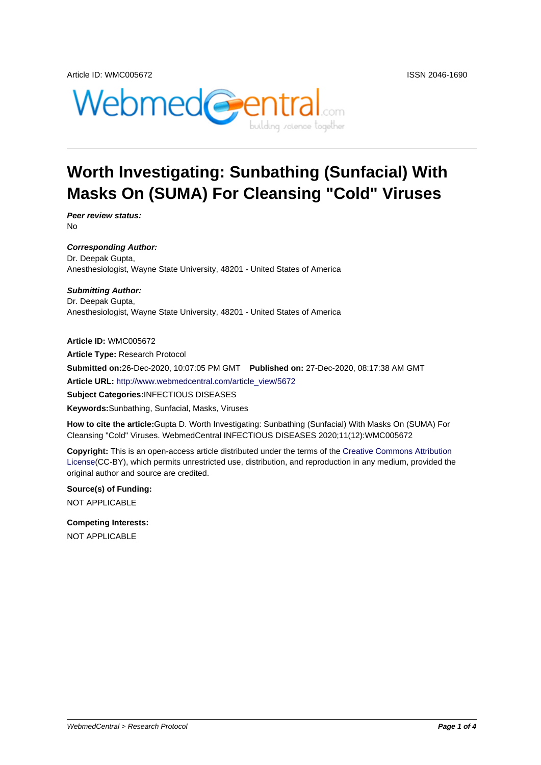Article ID: WMC005672 ISSN 2046-1690

# Worth Investigating: Sunbathing (Sunfacial) With Masks On (SUMA) For Cleansing "Cold" Viruses

***Peer review status:***
No

***Corresponding Author:***
Dr. Deepak Gupta,
Anesthesiologist, Wayne State University, 48201 - United States of America

***Submitting Author:***
Dr. Deepak Gupta,
Anesthesiologist, Wayne State University, 48201 - United States of America

**Article ID:** WMC005672

**Article Type:** Research Protocol

**Submitted on:**26-Dec-2020, 10:07:05 PM GMT **Published on:** 27-Dec-2020, 08:17:38 AM GMT

**Article URL:** http://www.webmedcentral.com/article_view/5672

**Subject Categories:**INFECTIOUS DISEASES

**Keywords:**Sunbathing, Sunfacial, Masks, Viruses

**How to cite the article:**Gupta D. Worth Investigating: Sunbathing (Sunfacial) With Masks On (SUMA) For Cleansing "Cold" Viruses. WebmedCentral INFECTIOUS DISEASES 2020;11(12):WMC005672

**Copyright:** This is an open-access article distributed under the terms of the Creative Commons Attribution License(CC-BY), which permits unrestricted use, distribution, and reproduction in any medium, provided the original author and source are credited.

**Source(s) of Funding:**

NOT APPLICABLE

**Competing Interests:**

NOT APPLICABLE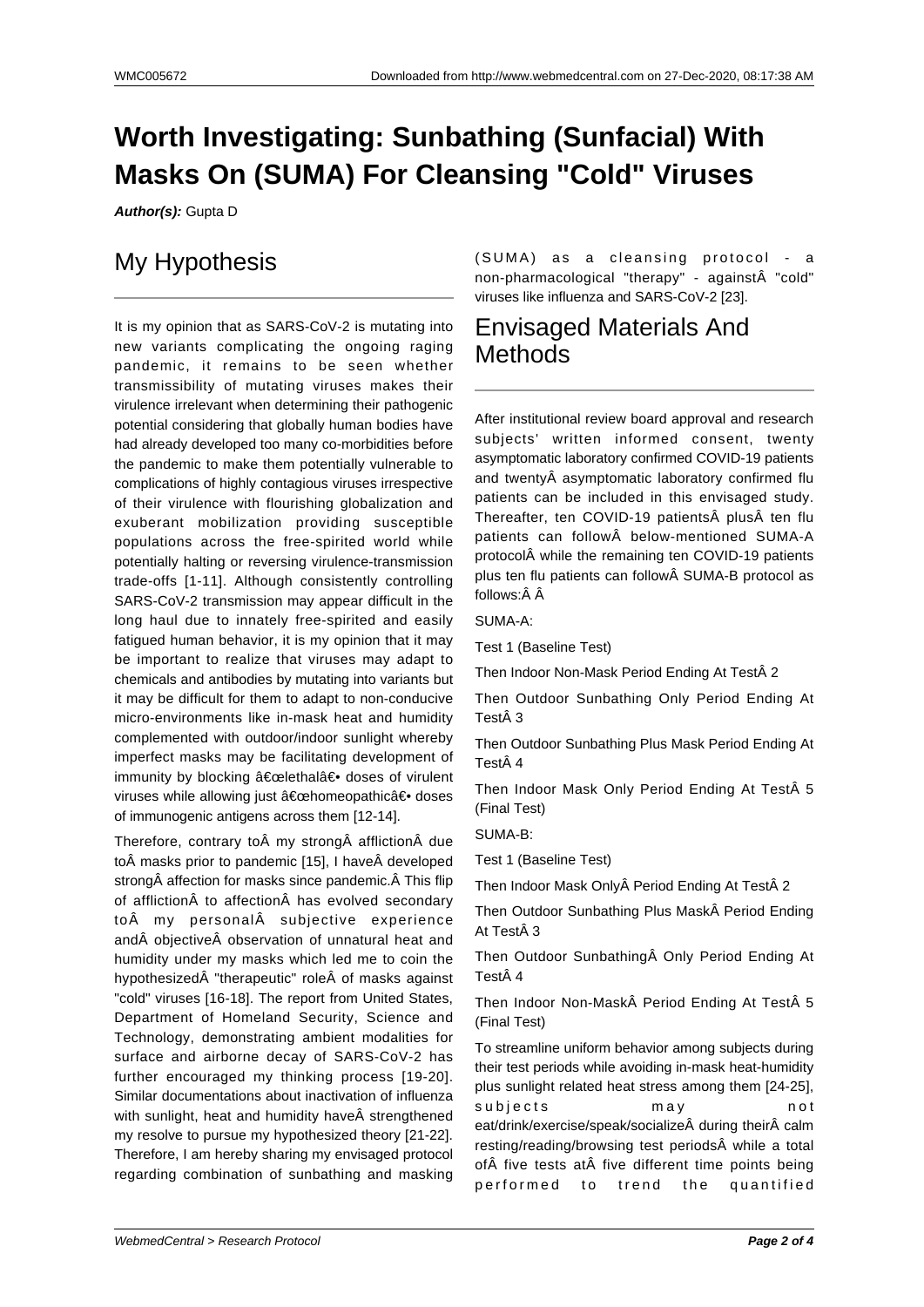# Worth Investigating: Sunbathing (Sunfacial) With Masks On (SUMA) For Cleansing "Cold" Viruses

***Author(s):*** Gupta D

## My Hypothesis

It is my opinion that as SARS-CoV-2 is mutating into new variants complicating the ongoing raging pandemic, it remains to be seen whether transmissibility of mutating viruses makes their virulence irrelevant when determining their pathogenic potential considering that globally human bodies have had already developed too many co-morbidities before the pandemic to make them potentially vulnerable to complications of highly contagious viruses irrespective of their virulence with flourishing globalization and exuberant mobilization providing susceptible populations across the free-spirited world while potentially halting or reversing virulence-transmission trade-offs [1-11]. Although consistently controlling SARS-CoV-2 transmission may appear difficult in the long haul due to innately free-spirited and easily fatigued human behavior, it is my opinion that it may be important to realize that viruses may adapt to chemicals and antibodies by mutating into variants but it may be difficult for them to adapt to non-conducive micro-environments like in-mask heat and humidity complemented with outdoor/indoor sunlight whereby imperfect masks may be facilitating development of immunity by blocking â€œlethalâ€• doses of virulent viruses while allowing just â€œhomeopathicâ€• doses of immunogenic antigens across them [12-14].

Therefore, contrary toÂ my strongÂ afflictionÂ due toÂ masks prior to pandemic [15], I haveÂ developed strongÂ affection for masks since pandemic.Â This flip of afflictionÂ to affectionÂ has evolved secondary toÂ my personalÂ subjective experience andÂ objectiveÂ observation of unnatural heat and humidity under my masks which led me to coin the hypothesizedÂ "therapeutic" roleÂ of masks against "cold" viruses [16-18]. The report from United States, Department of Homeland Security, Science and Technology, demonstrating ambient modalities for surface and airborne decay of SARS-CoV-2 has further encouraged my thinking process [19-20]. Similar documentations about inactivation of influenza with sunlight, heat and humidity haveÂ strengthened my resolve to pursue my hypothesized theory [21-22]. Therefore, I am hereby sharing my envisaged protocol regarding combination of sunbathing and masking (SUMA) as a cleansing protocol - a non-pharmacological "therapy" - againstÂ "cold" viruses like influenza and SARS-CoV-2 [23].

## Envisaged Materials And Methods

After institutional review board approval and research subjects' written informed consent, twenty asymptomatic laboratory confirmed COVID-19 patients and twentyÂ asymptomatic laboratory confirmed flu patients can be included in this envisaged study. Thereafter, ten COVID-19 patientsÂ plusÂ ten flu patients can followÂ below-mentioned SUMA-A protocolÂ while the remaining ten COVID-19 patients plus ten flu patients can followÂ SUMA-B protocol as follows:Â Â 

SUMA-A:

Test 1 (Baseline Test)

Then Indoor Non-Mask Period Ending At TestÂ 2

Then Outdoor Sunbathing Only Period Ending At TestÂ 3

Then Outdoor Sunbathing Plus Mask Period Ending At TestÂ 4

Then Indoor Mask Only Period Ending At TestÂ 5 (Final Test)

SUMA-B:

Test 1 (Baseline Test)

Then Indoor Mask OnlyÂ Period Ending At TestÂ 2

Then Outdoor Sunbathing Plus MaskÂ Period Ending At TestÂ 3

Then Outdoor SunbathingÂ Only Period Ending At TestÂ 4

Then Indoor Non-MaskÂ Period Ending At TestÂ 5 (Final Test)

To streamline uniform behavior among subjects during their test periods while avoiding in-mask heat-humidity plus sunlight related heat stress among them [24-25], subjects may not eat/drink/exercise/speak/socializeÂ during theirÂ calm resting/reading/browsing test periodsÂ while a total ofÂ five tests atÂ five different time points being performed to trend the quantified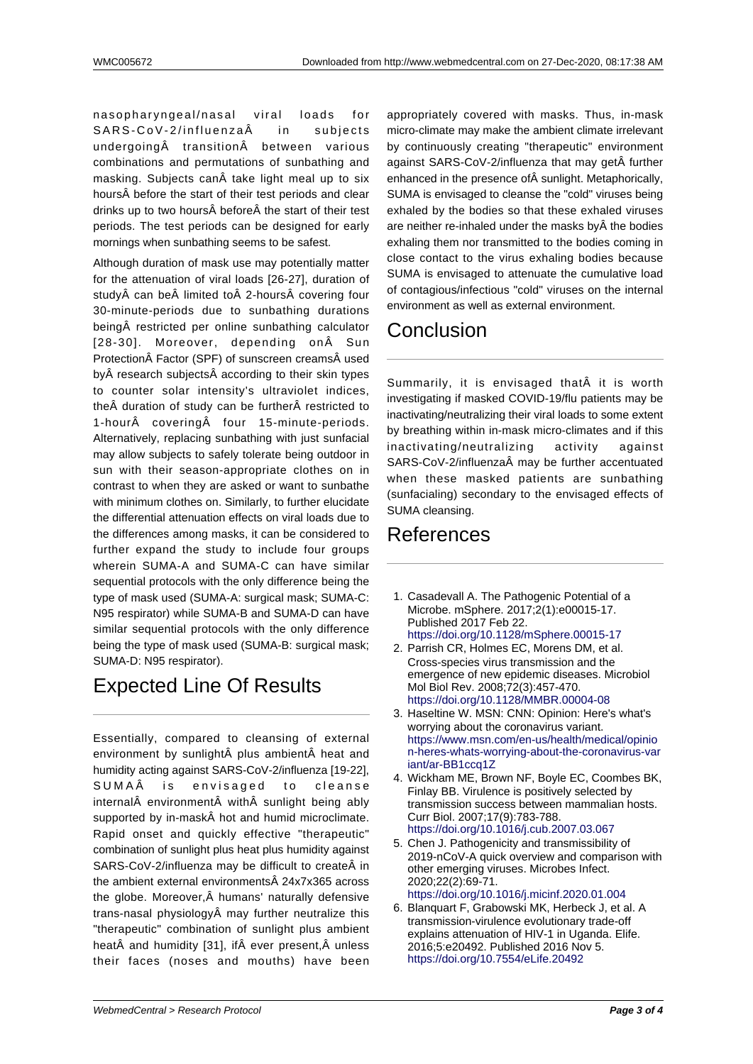nasopharyngeal/nasal viral loads for SARS-CoV-2/influenzaÂ in subjects undergoingÂ transitionÂ between various combinations and permutations of sunbathing and masking. Subjects canÂ take light meal up to six hoursÂ before the start of their test periods and clear drinks up to two hoursÂ beforeÂ the start of their test periods. The test periods can be designed for early mornings when sunbathing seems to be safest.

Although duration of mask use may potentially matter for the attenuation of viral loads [26-27], duration of studyÂ can beÂ limited toÂ 2-hoursÂ covering four 30-minute-periods due to sunbathing durations beingÂ restricted per online sunbathing calculator [28-30]. Moreover, depending onÂ Sun ProtectionÂ Factor (SPF) of sunscreen creamsÂ used byÂ research subjectsÂ according to their skin types to counter solar intensity's ultraviolet indices, theÂ duration of study can be furtherÂ restricted to 1-hourÂ coveringÂ four 15-minute-periods. Alternatively, replacing sunbathing with just sunfacial may allow subjects to safely tolerate being outdoor in sun with their season-appropriate clothes on in contrast to when they are asked or want to sunbathe with minimum clothes on. Similarly, to further elucidate the differential attenuation effects on viral loads due to the differences among masks, it can be considered to further expand the study to include four groups wherein SUMA-A and SUMA-C can have similar sequential protocols with the only difference being the type of mask used (SUMA-A: surgical mask; SUMA-C: N95 respirator) while SUMA-B and SUMA-D can have similar sequential protocols with the only difference being the type of mask used (SUMA-B: surgical mask; SUMA-D: N95 respirator).

## Expected Line Of Results

Essentially, compared to cleansing of external environment by sunlightÂ plus ambientÂ heat and humidity acting against SARS-CoV-2/influenza [19-22], SUMAÂ is envisaged to cleanse internalÂ environmentÂ withÂ sunlight being ably supported by in-maskÂ hot and humid microclimate. Rapid onset and quickly effective "therapeutic" combination of sunlight plus heat plus humidity against SARS-CoV-2/influenza may be difficult to createÂ in the ambient external environmentsÂ 24x7x365 across the globe. Moreover,Â humans' naturally defensive trans-nasal physiologyÂ may further neutralize this "therapeutic" combination of sunlight plus ambient heatÂ and humidity [31], ifÂ ever present,Â unless their faces (noses and mouths) have been appropriately covered with masks. Thus, in-mask micro-climate may make the ambient climate irrelevant by continuously creating "therapeutic" environment against SARS-CoV-2/influenza that may getÂ further enhanced in the presence ofÂ sunlight. Metaphorically, SUMA is envisaged to cleanse the "cold" viruses being exhaled by the bodies so that these exhaled viruses are neither re-inhaled under the masks byÂ the bodies exhaling them nor transmitted to the bodies coming in close contact to the virus exhaling bodies because SUMA is envisaged to attenuate the cumulative load of contagious/infectious "cold" viruses on the internal environment as well as external environment.

## Conclusion

Summarily, it is envisaged thatÂ it is worth investigating if masked COVID-19/flu patients may be inactivating/neutralizing their viral loads to some extent by breathing within in-mask micro-climates and if this inactivating/neutralizing activity against SARS-CoV-2/influenzaÂ may be further accentuated when these masked patients are sunbathing (sunfacialing) secondary to the envisaged effects of SUMA cleansing.

## References

1. Casadevall A. The Pathogenic Potential of a Microbe. mSphere. 2017;2(1):e00015-17. Published 2017 Feb 22. https://doi.org/10.1128/mSphere.00015-17
2. Parrish CR, Holmes EC, Morens DM, et al. Cross-species virus transmission and the emergence of new epidemic diseases. Microbiol Mol Biol Rev. 2008;72(3):457-470. https://doi.org/10.1128/MMBR.00004-08
3. Haseltine W. MSN: CNN: Opinion: Here's what's worrying about the coronavirus variant. https://www.msn.com/en-us/health/medical/opinion-heres-whats-worrying-about-the-coronavirus-variant/ar-BB1ccq1Z
4. Wickham ME, Brown NF, Boyle EC, Coombes BK, Finlay BB. Virulence is positively selected by transmission success between mammalian hosts. Curr Biol. 2007;17(9):783-788. https://doi.org/10.1016/j.cub.2007.03.067
5. Chen J. Pathogenicity and transmissibility of 2019-nCoV-A quick overview and comparison with other emerging viruses. Microbes Infect. 2020;22(2):69-71. https://doi.org/10.1016/j.micinf.2020.01.004
6. Blanquart F, Grabowski MK, Herbeck J, et al. A transmission-virulence evolutionary trade-off explains attenuation of HIV-1 in Uganda. Elife. 2016;5:e20492. Published 2016 Nov 5. https://doi.org/10.7554/eLife.20492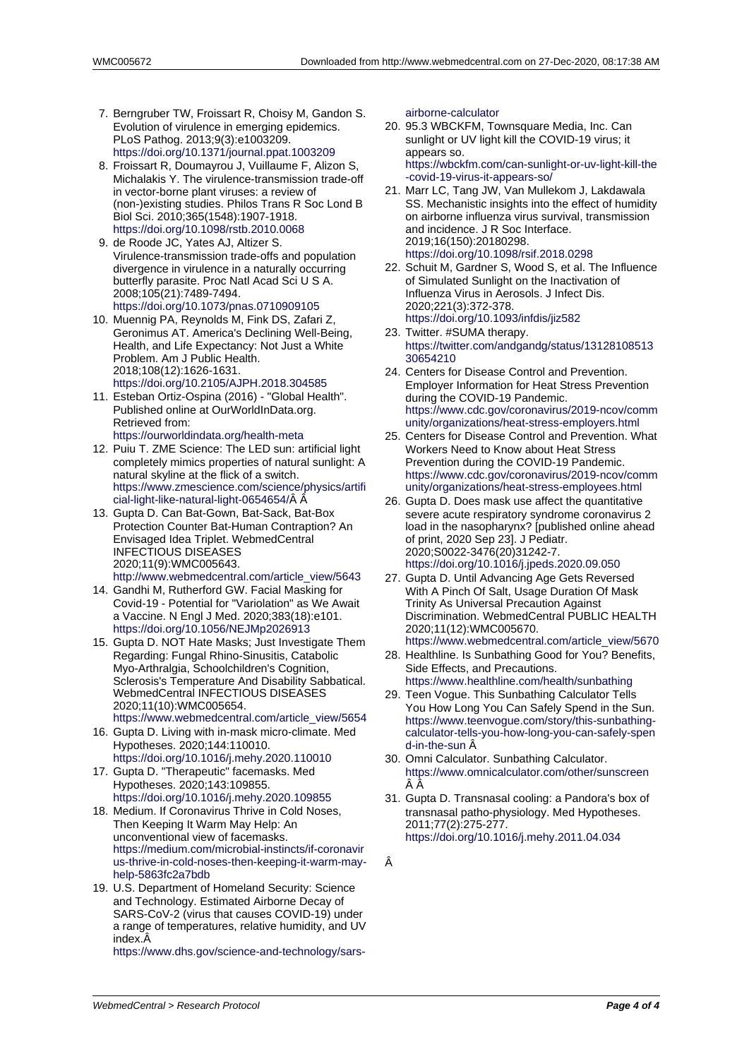7. Berngruber TW, Froissart R, Choisy M, Gandon S. Evolution of virulence in emerging epidemics. PLoS Pathog. 2013;9(3):e1003209. https://doi.org/10.1371/journal.ppat.1003209
8. Froissart R, Doumayrou J, Vuillaume F, Alizon S, Michalakis Y. The virulence-transmission trade-off in vector-borne plant viruses: a review of (non-)existing studies. Philos Trans R Soc Lond B Biol Sci. 2010;365(1548):1907-1918. https://doi.org/10.1098/rstb.2010.0068
9. de Roode JC, Yates AJ, Altizer S. Virulence-transmission trade-offs and population divergence in virulence in a naturally occurring butterfly parasite. Proc Natl Acad Sci U S A. 2008;105(21):7489-7494. https://doi.org/10.1073/pnas.0710909105
10. Muennig PA, Reynolds M, Fink DS, Zafari Z, Geronimus AT. America's Declining Well-Being, Health, and Life Expectancy: Not Just a White Problem. Am J Public Health. 2018;108(12):1626-1631. https://doi.org/10.2105/AJPH.2018.304585
11. Esteban Ortiz-Ospina (2016) - "Global Health". Published online at OurWorldInData.org. Retrieved from: https://ourworldindata.org/health-meta
12. Puiu T. ZME Science: The LED sun: artificial light completely mimics properties of natural sunlight: A natural skyline at the flick of a switch. https://www.zmescience.com/science/physics/artificial-light-like-natural-light-0654654/Â Â
13. Gupta D. Can Bat-Gown, Bat-Sack, Bat-Box Protection Counter Bat-Human Contraption? An Envisaged Idea Triplet. WebmedCentral INFECTIOUS DISEASES 2020;11(9):WMC005643. http://www.webmedcentral.com/article_view/5643
14. Gandhi M, Rutherford GW. Facial Masking for Covid-19 - Potential for "Variolation" as We Await a Vaccine. N Engl J Med. 2020;383(18):e101. https://doi.org/10.1056/NEJMp2026913
15. Gupta D. NOT Hate Masks; Just Investigate Them Regarding: Fungal Rhino-Sinusitis, Catabolic Myo-Arthralgia, Schoolchildren's Cognition, Sclerosis's Temperature And Disability Sabbatical. WebmedCentral INFECTIOUS DISEASES 2020;11(10):WMC005654. https://www.webmedcentral.com/article_view/5654
16. Gupta D. Living with in-mask micro-climate. Med Hypotheses. 2020;144:110010. https://doi.org/10.1016/j.mehy.2020.110010
17. Gupta D. "Therapeutic" facemasks. Med Hypotheses. 2020;143:109855. https://doi.org/10.1016/j.mehy.2020.109855
18. Medium. If Coronavirus Thrive in Cold Noses, Then Keeping It Warm May Help: An unconventional view of facemasks. https://medium.com/microbial-instincts/if-coronavirus-thrive-in-cold-noses-then-keeping-it-warm-may-help-5863fc2a7bdb
19. U.S. Department of Homeland Security: Science and Technology. Estimated Airborne Decay of SARS-CoV-2 (virus that causes COVID-19) under a range of temperatures, relative humidity, and UV index.Â https://www.dhs.gov/science-and-technology/sars-airborne-calculator
20. 95.3 WBCKFM, Townsquare Media, Inc. Can sunlight or UV light kill the COVID-19 virus; it appears so. https://wbckfm.com/can-sunlight-or-uv-light-kill-the-covid-19-virus-it-appears-so/
21. Marr LC, Tang JW, Van Mullekom J, Lakdawala SS. Mechanistic insights into the effect of humidity on airborne influenza virus survival, transmission and incidence. J R Soc Interface. 2019;16(150):20180298. https://doi.org/10.1098/rsif.2018.0298
22. Schuit M, Gardner S, Wood S, et al. The Influence of Simulated Sunlight on the Inactivation of Influenza Virus in Aerosols. J Infect Dis. 2020;221(3):372-378. https://doi.org/10.1093/infdis/jiz582
23. Twitter. #SUMA therapy. https://twitter.com/andgandg/status/1312810851330654210
24. Centers for Disease Control and Prevention. Employer Information for Heat Stress Prevention during the COVID-19 Pandemic. https://www.cdc.gov/coronavirus/2019-ncov/community/organizations/heat-stress-employers.html
25. Centers for Disease Control and Prevention. What Workers Need to Know about Heat Stress Prevention during the COVID-19 Pandemic. https://www.cdc.gov/coronavirus/2019-ncov/community/organizations/heat-stress-employees.html
26. Gupta D. Does mask use affect the quantitative severe acute respiratory syndrome coronavirus 2 load in the nasopharynx? [published online ahead of print, 2020 Sep 23]. J Pediatr. 2020;S0022-3476(20)31242-7. https://doi.org/10.1016/j.jpeds.2020.09.050
27. Gupta D. Until Advancing Age Gets Reversed With A Pinch Of Salt, Usage Duration Of Mask Trinity As Universal Precaution Against Discrimination. WebmedCentral PUBLIC HEALTH 2020;11(12):WMC005670. https://www.webmedcentral.com/article_view/5670
28. Healthline. Is Sunbathing Good for You? Benefits, Side Effects, and Precautions. https://www.healthline.com/health/sunbathing
29. Teen Vogue. This Sunbathing Calculator Tells You How Long You Can Safely Spend in the Sun. https://www.teenvogue.com/story/this-sunbathing-calculator-tells-you-how-long-you-can-safely-spend-in-the-sun Â
30. Omni Calculator. Sunbathing Calculator. https://www.omnicalculator.com/other/sunscreen Â Â
31. Gupta D. Transnasal cooling: a Pandora's box of transnasal patho-physiology. Med Hypotheses. 2011;77(2):275-277. https://doi.org/10.1016/j.mehy.2011.04.034

Â